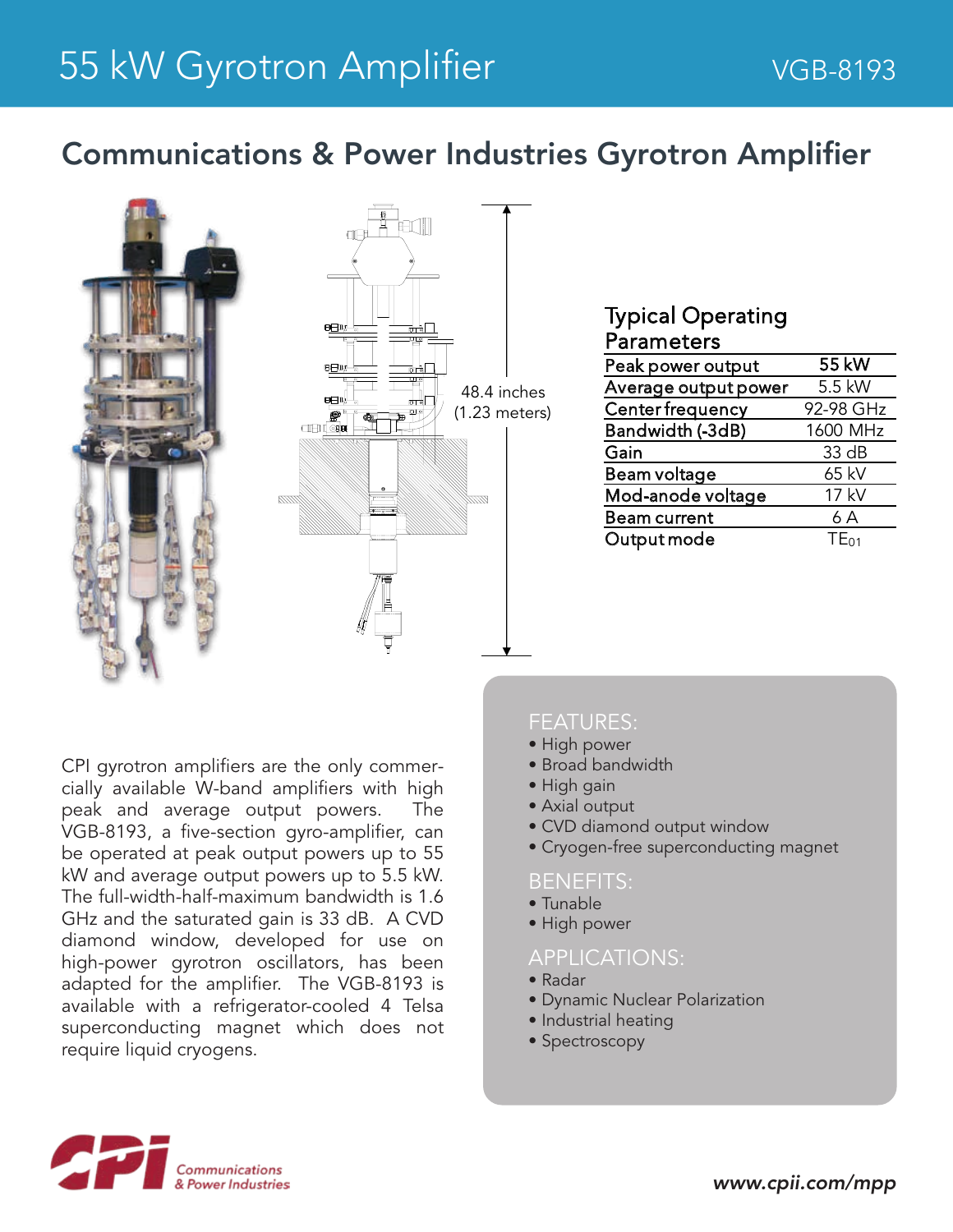# 55 kW Gyrotron Amplifier

VGB-8193

## Communications & Power Industries Gyrotron Amplifier

48.4 inches (1.23 meters)

### Typical Operating Parameters

| Parameter | Value |
| --- | --- |
| Peak power output | 55 kW |
| Average output power | 5.5 kW |
| Center frequency | 92-98 GHz |
| Bandwidth (-3dB) | 1600 MHz |
| Gain | 33 dB |
| Beam voltage | 65 kV |
| Mod-anode voltage | 17 kV |
| Beam current | 6 A |
| Output mode | $TE_{01}$ |

CPI gyrotron amplifiers are the only commercially available W-band amplifiers with high peak and average output powers. The VGB-8193, a five-section gyro-amplifier, can be operated at peak output powers up to 55 kW and average output powers up to 5.5 kW. The full-width-half-maximum bandwidth is 1.6 GHz and the saturated gain is 33 dB. A CVD diamond window, developed for use on high-power gyrotron oscillators, has been adapted for the amplifier. The VGB-8193 is available with a refrigerator-cooled 4 Telsa superconducting magnet which does not require liquid cryogens.

### FEATURES:

- High power
- Broad bandwidth
- High gain
- Axial output
- CVD diamond output window
- Cryogen-free superconducting magnet

### BENEFITS:

- Tunable
- High power

### APPLICATIONS:

- Radar
- Dynamic Nuclear Polarization
- Industrial heating
- Spectroscopy

CPI Communications & Power Industries

*www.cpii.com/mpp*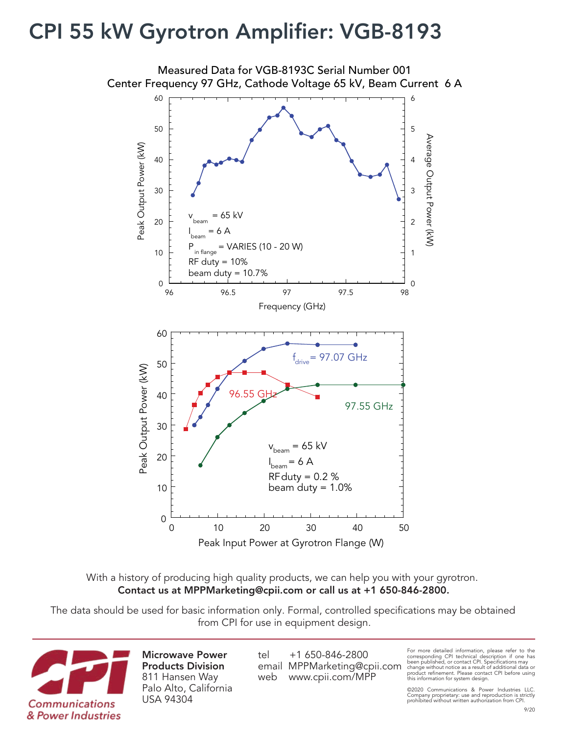# CPI 55 kW Gyrotron Amplifier: VGB-8193

Measured Data for VGB-8193C Serial Number 001
Center Frequency 97 GHz, Cathode Voltage 65 kV, Beam Current 6 A

Peak Output Power (kW)
Average Output Power (kW)
Frequency (GHz)

$v_{beam}$ = 65 kV
$I_{beam}$ = 6 A
$P_{in\ flange}$ = VARIES (10 - 20 W)
RF duty = 10%
beam duty = 10.7%

Peak Output Power (kW)
Peak Input Power at Gyrotron Flange (W)

$f_{drive}$ = 97.07 GHz
96.55 GHz
97.55 GHz

$v_{beam}$ = 65 kV
$I_{beam}$ = 6 A
RF duty = 0.2 %
beam duty = 1.0%

With a history of producing high quality products, we can help you with your gyrotron.
**Contact us at MPPMarketing@cpii.com or call us at +1 650-846-2800.**

The data should be used for basic information only. Formal, controlled specifications may be obtained from CPI for use in equipment design.

Communications & Power Industries

**Microwave Power Products Division**
811 Hansen Way
Palo Alto, California
USA 94304

tel +1 650-846-2800
email MPPMarketing@cpii.com
web www.cpii.com/MPP

For more detailed information, please refer to the corresponding CPI technical description if one has been published, or contact CPI. Specifications may change without notice as a result of additional data or product refinement. Please contact CPI before using this information for system design.

©2020 Communications & Power Industries LLC. Company proprietary: use and reproduction is strictly prohibited without written authorization from CPI.

9/20